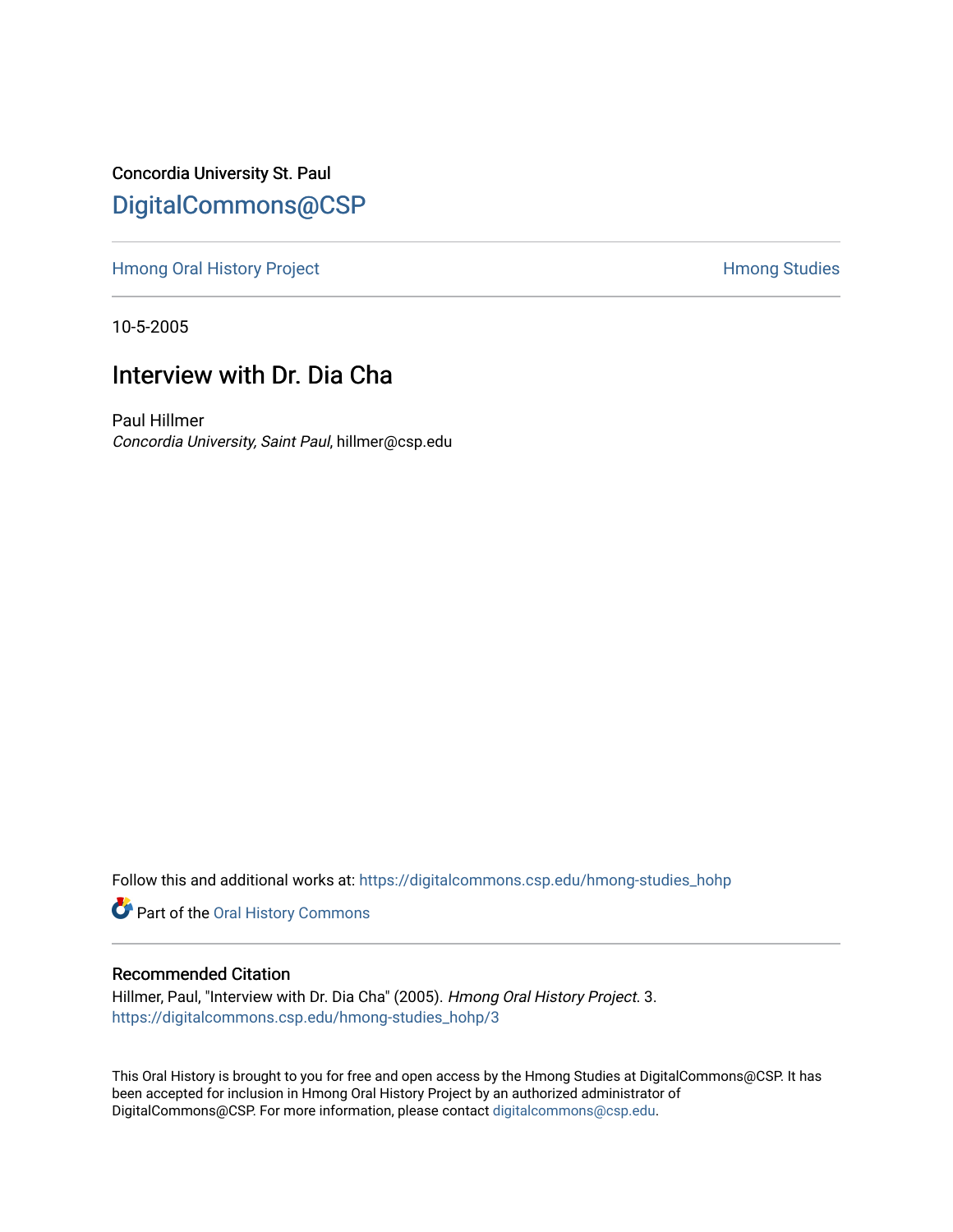Concordia University St. Paul

DigitalCommons@CSP

Hmong Oral History Project

Hmong Studies

10-5-2005

# Interview with Dr. Dia Cha

Paul Hillmer
*Concordia University, Saint Paul*, hillmer@csp.edu

Follow this and additional works at: https://digitalcommons.csp.edu/hmong-studies_hohp

Part of the Oral History Commons

## Recommended Citation

Hillmer, Paul, "Interview with Dr. Dia Cha" (2005). *Hmong Oral History Project*. 3.
https://digitalcommons.csp.edu/hmong-studies_hohp/3

This Oral History is brought to you for free and open access by the Hmong Studies at DigitalCommons@CSP. It has been accepted for inclusion in Hmong Oral History Project by an authorized administrator of DigitalCommons@CSP. For more information, please contact digitalcommons@csp.edu.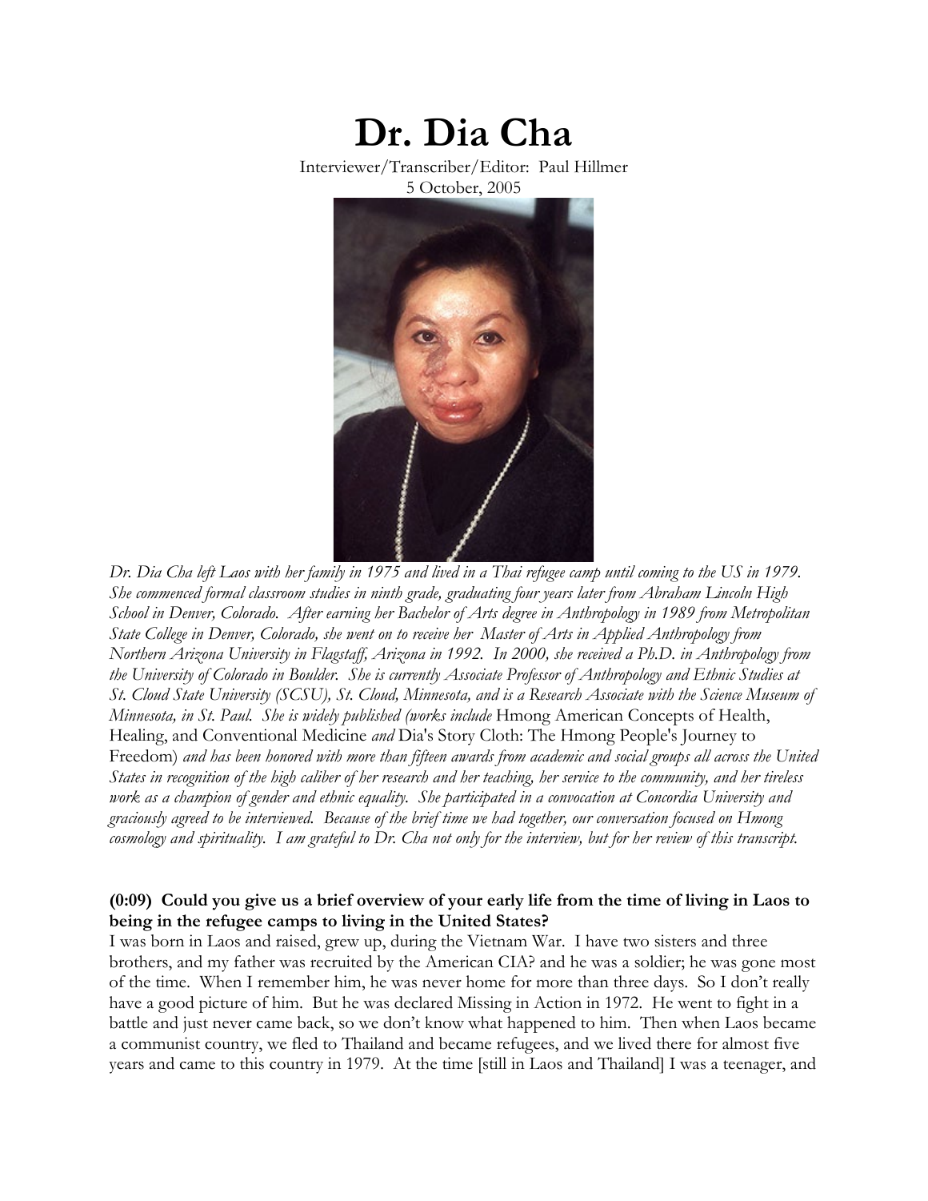# Dr. Dia Cha

Interviewer/Transcriber/Editor: Paul Hillmer
5 October, 2005

*Dr. Dia Cha left Laos with her family in 1975 and lived in a Thai refugee camp until coming to the US in 1979. She commenced formal classroom studies in ninth grade, graduating four years later from Abraham Lincoln High School in Denver, Colorado. After earning her Bachelor of Arts degree in Anthropology in 1989 from Metropolitan State College in Denver, Colorado, she went on to receive her Master of Arts in Applied Anthropology from Northern Arizona University in Flagstaff, Arizona in 1992. In 2000, she received a Ph.D. in Anthropology from the University of Colorado in Boulder. She is currently Associate Professor of Anthropology and Ethnic Studies at St. Cloud State University (SCSU), St. Cloud, Minnesota, and is a Research Associate with the Science Museum of Minnesota, in St. Paul. She is widely published (works include* Hmong American Concepts of Health, Healing, and Conventional Medicine *and* Dia's Story Cloth: The Hmong People's Journey to Freedom) *and has been honored with more than fifteen awards from academic and social groups all across the United States in recognition of the high caliber of her research and her teaching, her service to the community, and her tireless work as a champion of gender and ethnic equality. She participated in a convocation at Concordia University and graciously agreed to be interviewed. Because of the brief time we had together, our conversation focused on Hmong cosmology and spirituality. I am grateful to Dr. Cha not only for the interview, but for her review of this transcript.*

**(0:09) Could you give us a brief overview of your early life from the time of living in Laos to being in the refugee camps to living in the United States?**

I was born in Laos and raised, grew up, during the Vietnam War. I have two sisters and three brothers, and my father was recruited by the American CIA? and he was a soldier; he was gone most of the time. When I remember him, he was never home for more than three days. So I don't really have a good picture of him. But he was declared Missing in Action in 1972. He went to fight in a battle and just never came back, so we don't know what happened to him. Then when Laos became a communist country, we fled to Thailand and became refugees, and we lived there for almost five years and came to this country in 1979. At the time [still in Laos and Thailand] I was a teenager, and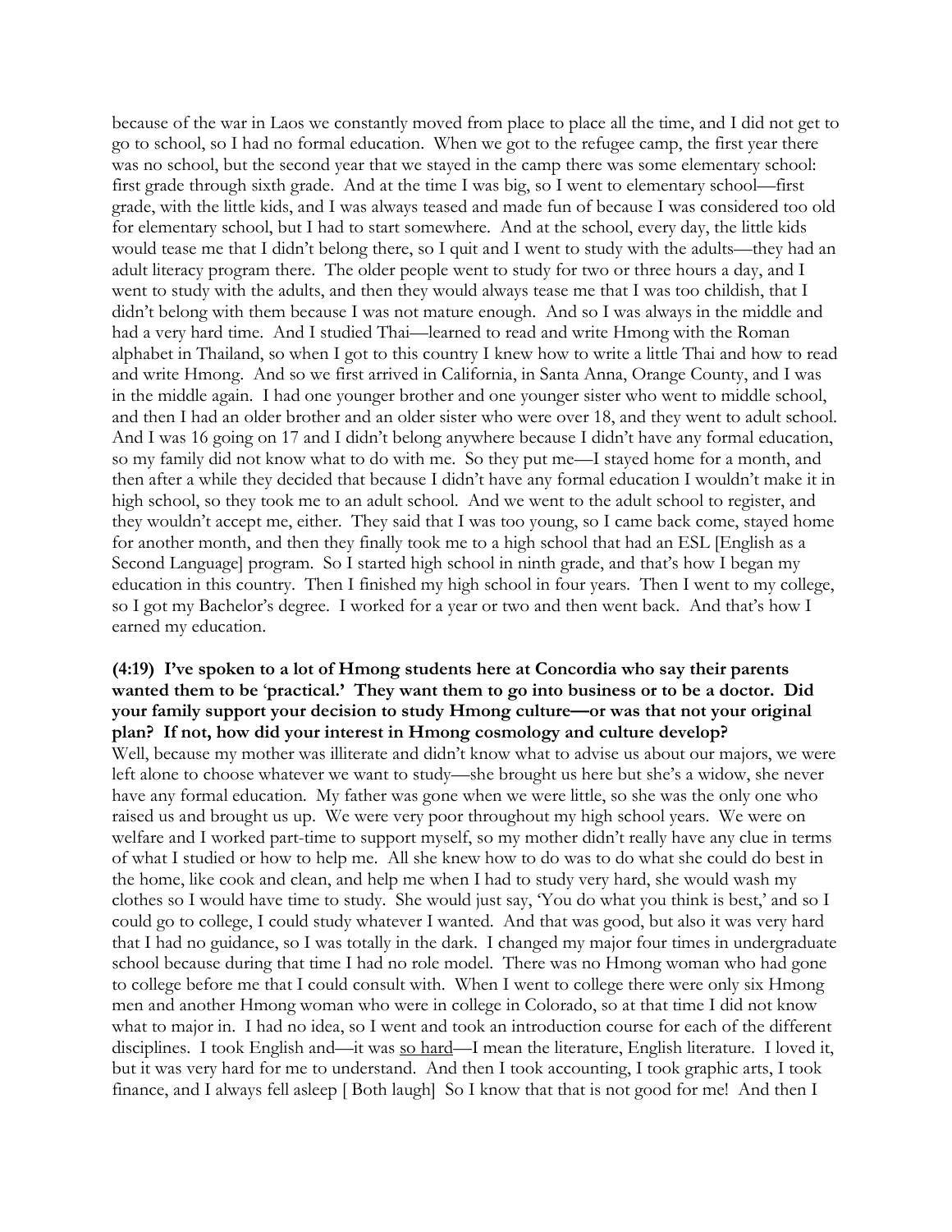because of the war in Laos we constantly moved from place to place all the time, and I did not get to go to school, so I had no formal education. When we got to the refugee camp, the first year there was no school, but the second year that we stayed in the camp there was some elementary school: first grade through sixth grade. And at the time I was big, so I went to elementary school—first grade, with the little kids, and I was always teased and made fun of because I was considered too old for elementary school, but I had to start somewhere. And at the school, every day, the little kids would tease me that I didn't belong there, so I quit and I went to study with the adults—they had an adult literacy program there. The older people went to study for two or three hours a day, and I went to study with the adults, and then they would always tease me that I was too childish, that I didn't belong with them because I was not mature enough. And so I was always in the middle and had a very hard time. And I studied Thai—learned to read and write Hmong with the Roman alphabet in Thailand, so when I got to this country I knew how to write a little Thai and how to read and write Hmong. And so we first arrived in California, in Santa Anna, Orange County, and I was in the middle again. I had one younger brother and one younger sister who went to middle school, and then I had an older brother and an older sister who were over 18, and they went to adult school. And I was 16 going on 17 and I didn't belong anywhere because I didn't have any formal education, so my family did not know what to do with me. So they put me—I stayed home for a month, and then after a while they decided that because I didn't have any formal education I wouldn't make it in high school, so they took me to an adult school. And we went to the adult school to register, and they wouldn't accept me, either. They said that I was too young, so I came back come, stayed home for another month, and then they finally took me to a high school that had an ESL [English as a Second Language] program. So I started high school in ninth grade, and that's how I began my education in this country. Then I finished my high school in four years. Then I went to my college, so I got my Bachelor's degree. I worked for a year or two and then went back. And that's how I earned my education.

**(4:19) I've spoken to a lot of Hmong students here at Concordia who say their parents wanted them to be 'practical.' They want them to go into business or to be a doctor. Did your family support your decision to study Hmong culture—or was that not your original plan? If not, how did your interest in Hmong cosmology and culture develop?**

Well, because my mother was illiterate and didn't know what to advise us about our majors, we were left alone to choose whatever we want to study—she brought us here but she's a widow, she never have any formal education. My father was gone when we were little, so she was the only one who raised us and brought us up. We were very poor throughout my high school years. We were on welfare and I worked part-time to support myself, so my mother didn't really have any clue in terms of what I studied or how to help me. All she knew how to do was to do what she could do best in the home, like cook and clean, and help me when I had to study very hard, she would wash my clothes so I would have time to study. She would just say, 'You do what you think is best,' and so I could go to college, I could study whatever I wanted. And that was good, but also it was very hard that I had no guidance, so I was totally in the dark. I changed my major four times in undergraduate school because during that time I had no role model. There was no Hmong woman who had gone to college before me that I could consult with. When I went to college there were only six Hmong men and another Hmong woman who were in college in Colorado, so at that time I did not know what to major in. I had no idea, so I went and took an introduction course for each of the different disciplines. I took English and—it was <u>so hard</u>—I mean the literature, English literature. I loved it, but it was very hard for me to understand. And then I took accounting, I took graphic arts, I took finance, and I always fell asleep [ Both laugh] So I know that that is not good for me! And then I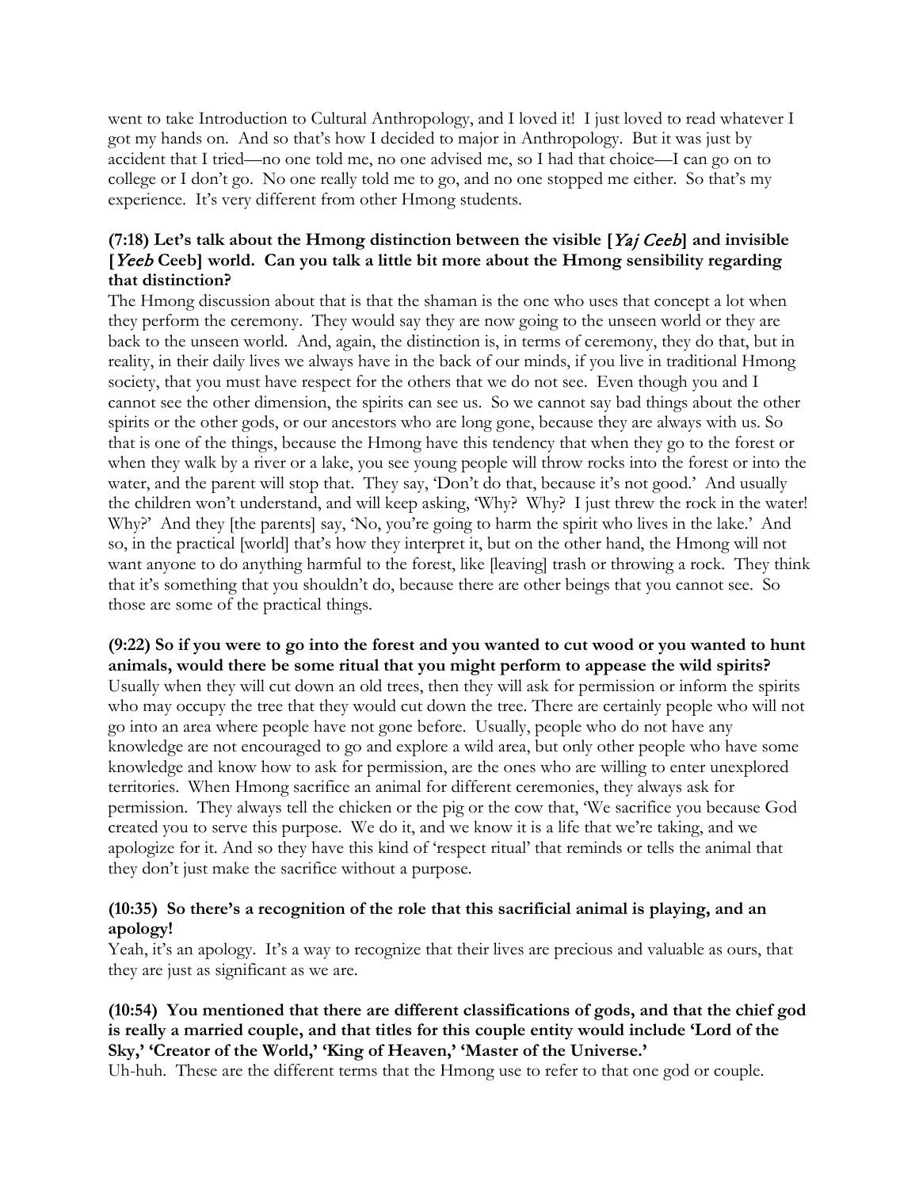went to take Introduction to Cultural Anthropology, and I loved it! I just loved to read whatever I got my hands on. And so that's how I decided to major in Anthropology. But it was just by accident that I tried—no one told me, no one advised me, so I had that choice—I can go on to college or I don't go. No one really told me to go, and no one stopped me either. So that's my experience. It's very different from other Hmong students.

**(7:18) Let's talk about the Hmong distinction between the visible [*Yaj Ceeb*] and invisible [*Yeeb* Ceeb] world. Can you talk a little bit more about the Hmong sensibility regarding that distinction?**

The Hmong discussion about that is that the shaman is the one who uses that concept a lot when they perform the ceremony. They would say they are now going to the unseen world or they are back to the unseen world. And, again, the distinction is, in terms of ceremony, they do that, but in reality, in their daily lives we always have in the back of our minds, if you live in traditional Hmong society, that you must have respect for the others that we do not see. Even though you and I cannot see the other dimension, the spirits can see us. So we cannot say bad things about the other spirits or the other gods, or our ancestors who are long gone, because they are always with us. So that is one of the things, because the Hmong have this tendency that when they go to the forest or when they walk by a river or a lake, you see young people will throw rocks into the forest or into the water, and the parent will stop that. They say, 'Don't do that, because it's not good.' And usually the children won't understand, and will keep asking, 'Why? Why? I just threw the rock in the water! Why?' And they [the parents] say, 'No, you're going to harm the spirit who lives in the lake.' And so, in the practical [world] that's how they interpret it, but on the other hand, the Hmong will not want anyone to do anything harmful to the forest, like [leaving] trash or throwing a rock. They think that it's something that you shouldn't do, because there are other beings that you cannot see. So those are some of the practical things.

**(9:22) So if you were to go into the forest and you wanted to cut wood or you wanted to hunt animals, would there be some ritual that you might perform to appease the wild spirits?**

Usually when they will cut down an old trees, then they will ask for permission or inform the spirits who may occupy the tree that they would cut down the tree. There are certainly people who will not go into an area where people have not gone before. Usually, people who do not have any knowledge are not encouraged to go and explore a wild area, but only other people who have some knowledge and know how to ask for permission, are the ones who are willing to enter unexplored territories. When Hmong sacrifice an animal for different ceremonies, they always ask for permission. They always tell the chicken or the pig or the cow that, 'We sacrifice you because God created you to serve this purpose. We do it, and we know it is a life that we're taking, and we apologize for it. And so they have this kind of 'respect ritual' that reminds or tells the animal that they don't just make the sacrifice without a purpose.

**(10:35) So there's a recognition of the role that this sacrificial animal is playing, and an apology!**

Yeah, it's an apology. It's a way to recognize that their lives are precious and valuable as ours, that they are just as significant as we are.

**(10:54) You mentioned that there are different classifications of gods, and that the chief god is really a married couple, and that titles for this couple entity would include 'Lord of the Sky,' 'Creator of the World,' 'King of Heaven,' 'Master of the Universe.'**

Uh-huh. These are the different terms that the Hmong use to refer to that one god or couple.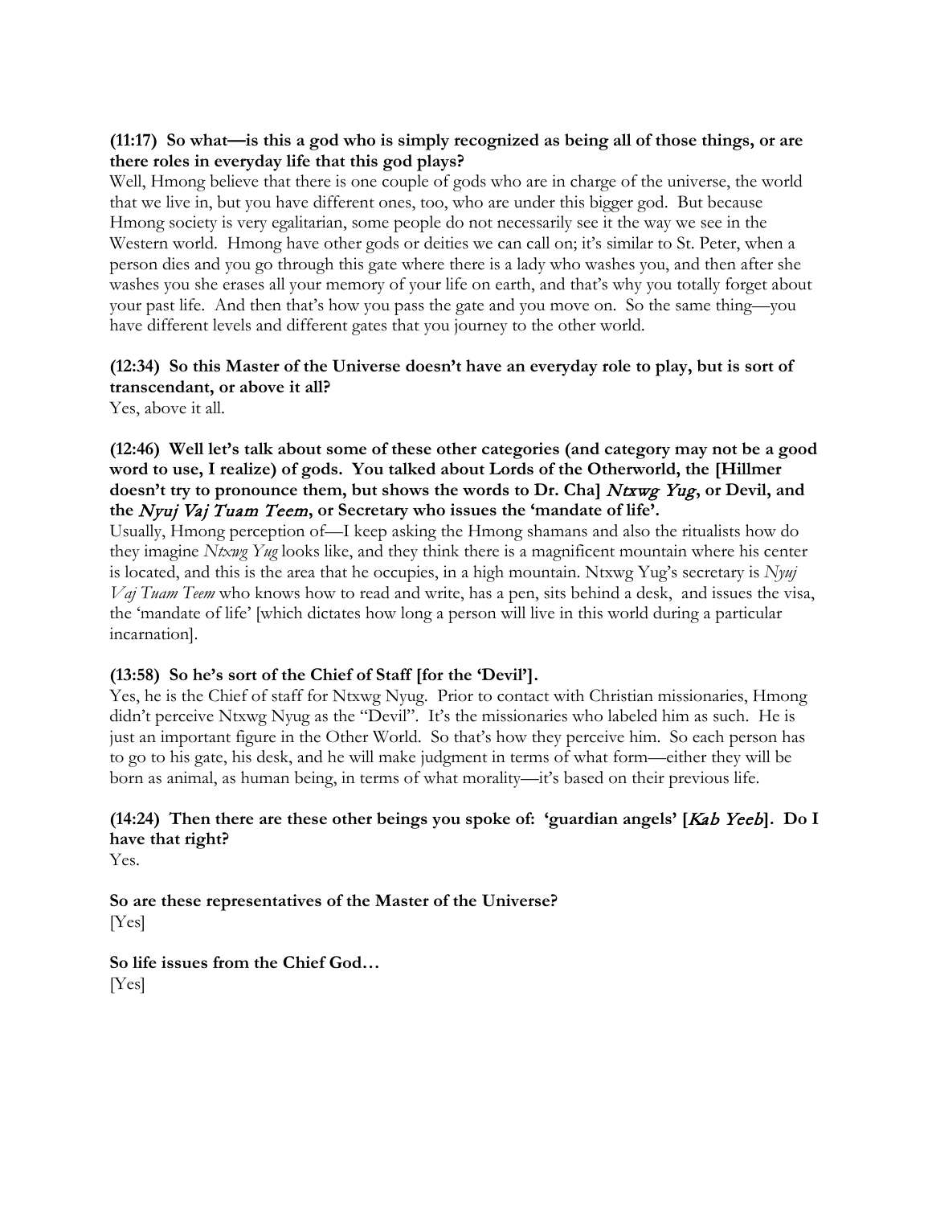**(11:17) So what—is this a god who is simply recognized as being all of those things, or are there roles in everyday life that this god plays?**
Well, Hmong believe that there is one couple of gods who are in charge of the universe, the world that we live in, but you have different ones, too, who are under this bigger god. But because Hmong society is very egalitarian, some people do not necessarily see it the way we see in the Western world. Hmong have other gods or deities we can call on; it's similar to St. Peter, when a person dies and you go through this gate where there is a lady who washes you, and then after she washes you she erases all your memory of your life on earth, and that's why you totally forget about your past life. And then that's how you pass the gate and you move on. So the same thing—you have different levels and different gates that you journey to the other world.

**(12:34) So this Master of the Universe doesn't have an everyday role to play, but is sort of transcendant, or above it all?**
Yes, above it all.

**(12:46) Well let's talk about some of these other categories (and category may not be a good word to use, I realize) of gods. You talked about Lords of the Otherworld, the [Hillmer doesn't try to pronounce them, but shows the words to Dr. Cha] *Ntxwg Yug*, or Devil, and the *Nyuj Vaj Tuam Teem*, or Secretary who issues the 'mandate of life'.**
Usually, Hmong perception of—I keep asking the Hmong shamans and also the ritualists how do they imagine *Ntxwg Yug* looks like, and they think there is a magnificent mountain where his center is located, and this is the area that he occupies, in a high mountain. Ntxwg Yug's secretary is *Nyuj Vaj Tuam Teem* who knows how to read and write, has a pen, sits behind a desk, and issues the visa, the 'mandate of life' [which dictates how long a person will live in this world during a particular incarnation].

**(13:58) So he's sort of the Chief of Staff [for the 'Devil'].**
Yes, he is the Chief of staff for Ntxwg Nyug. Prior to contact with Christian missionaries, Hmong didn't perceive Ntxwg Nyug as the "Devil". It's the missionaries who labeled him as such. He is just an important figure in the Other World. So that's how they perceive him. So each person has to go to his gate, his desk, and he will make judgment in terms of what form—either they will be born as animal, as human being, in terms of what morality—it's based on their previous life.

**(14:24) Then there are these other beings you spoke of: 'guardian angels' [*Kab Yeeb*]. Do I have that right?**
Yes.

**So are these representatives of the Master of the Universe?**
[Yes]

**So life issues from the Chief God…**
[Yes]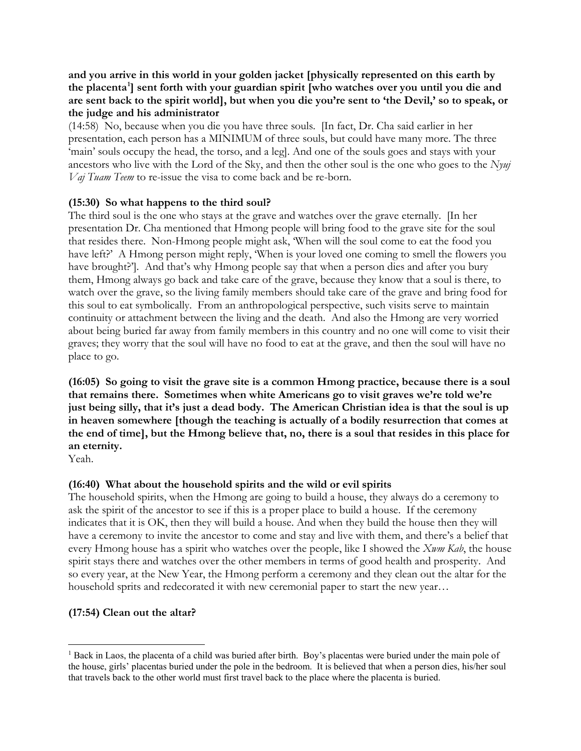**and you arrive in this world in your golden jacket [physically represented on this earth by the placenta[1]] sent forth with your guardian spirit [who watches over you until you die and are sent back to the spirit world], but when you die you're sent to 'the Devil,' so to speak, or the judge and his administrator**

(14:58) No, because when you die you have three souls. [In fact, Dr. Cha said earlier in her presentation, each person has a MINIMUM of three souls, but could have many more. The three 'main' souls occupy the head, the torso, and a leg]. And one of the souls goes and stays with your ancestors who live with the Lord of the Sky, and then the other soul is the one who goes to the *Nyuj Vaj Tuam Teem* to re-issue the visa to come back and be re-born.

**(15:30) So what happens to the third soul?**

The third soul is the one who stays at the grave and watches over the grave eternally. [In her presentation Dr. Cha mentioned that Hmong people will bring food to the grave site for the soul that resides there. Non-Hmong people might ask, 'When will the soul come to eat the food you have left?' A Hmong person might reply, 'When is your loved one coming to smell the flowers you have brought?']. And that's why Hmong people say that when a person dies and after you bury them, Hmong always go back and take care of the grave, because they know that a soul is there, to watch over the grave, so the living family members should take care of the grave and bring food for this soul to eat symbolically. From an anthropological perspective, such visits serve to maintain continuity or attachment between the living and the death. And also the Hmong are very worried about being buried far away from family members in this country and no one will come to visit their graves; they worry that the soul will have no food to eat at the grave, and then the soul will have no place to go.

**(16:05) So going to visit the grave site is a common Hmong practice, because there is a soul that remains there. Sometimes when white Americans go to visit graves we're told we're just being silly, that it's just a dead body. The American Christian idea is that the soul is up in heaven somewhere [though the teaching is actually of a bodily resurrection that comes at the end of time], but the Hmong believe that, no, there is a soul that resides in this place for an eternity.**

Yeah.

**(16:40) What about the household spirits and the wild or evil spirits**

The household spirits, when the Hmong are going to build a house, they always do a ceremony to ask the spirit of the ancestor to see if this is a proper place to build a house. If the ceremony indicates that it is OK, then they will build a house. And when they build the house then they will have a ceremony to invite the ancestor to come and stay and live with them, and there's a belief that every Hmong house has a spirit who watches over the people, like I showed the *Xwm Kab*, the house spirit stays there and watches over the other members in terms of good health and prosperity. And so every year, at the New Year, the Hmong perform a ceremony and they clean out the altar for the household sprits and redecorated it with new ceremonial paper to start the new year…

**(17:54) Clean out the altar?**

---

[1] Back in Laos, the placenta of a child was buried after birth. Boy's placentas were buried under the main pole of the house, girls' placentas buried under the pole in the bedroom. It is believed that when a person dies, his/her soul that travels back to the other world must first travel back to the place where the placenta is buried.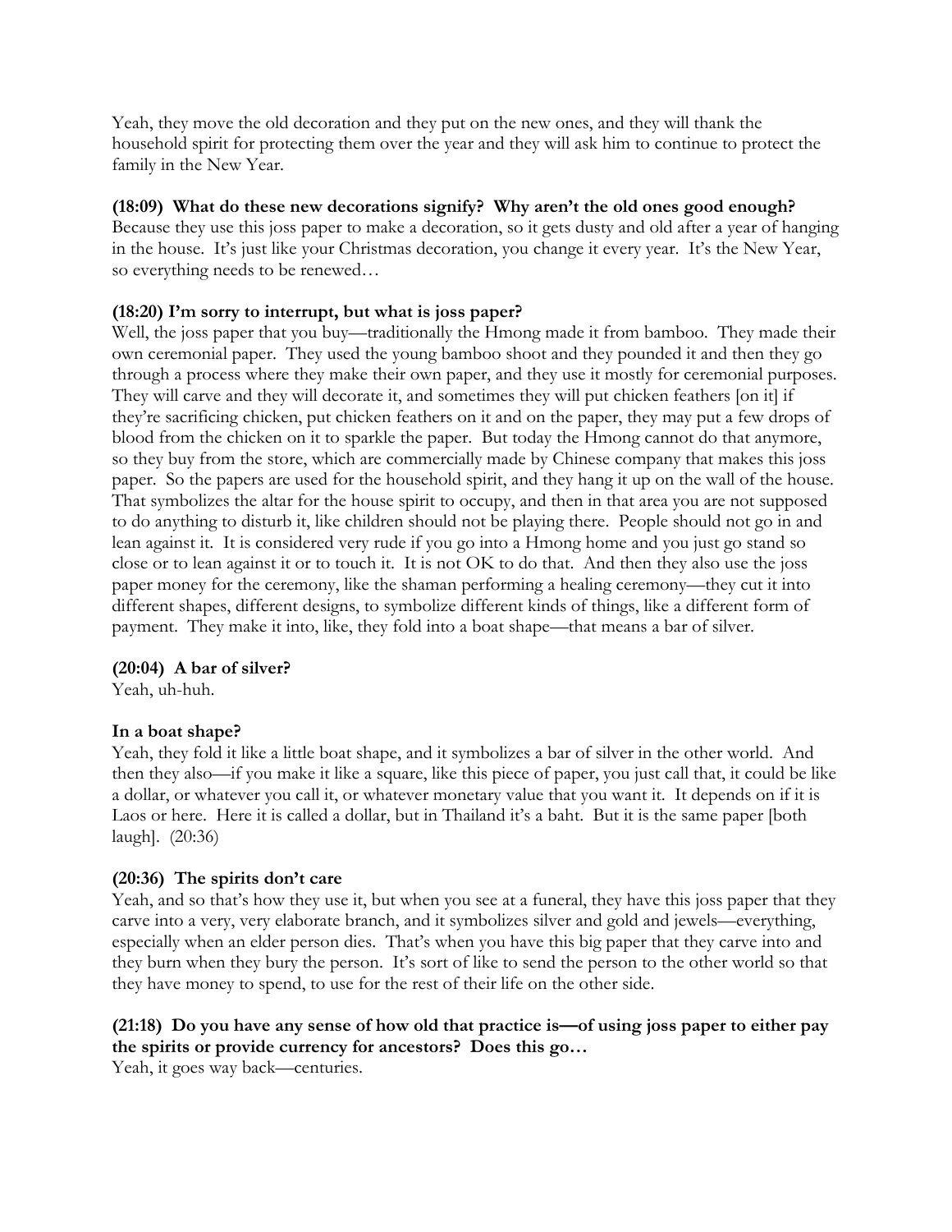Yeah, they move the old decoration and they put on the new ones, and they will thank the household spirit for protecting them over the year and they will ask him to continue to protect the family in the New Year.

**(18:09) What do these new decorations signify? Why aren't the old ones good enough?**
Because they use this joss paper to make a decoration, so it gets dusty and old after a year of hanging in the house. It's just like your Christmas decoration, you change it every year. It's the New Year, so everything needs to be renewed…

**(18:20) I'm sorry to interrupt, but what is joss paper?**
Well, the joss paper that you buy—traditionally the Hmong made it from bamboo. They made their own ceremonial paper. They used the young bamboo shoot and they pounded it and then they go through a process where they make their own paper, and they use it mostly for ceremonial purposes. They will carve and they will decorate it, and sometimes they will put chicken feathers [on it] if they're sacrificing chicken, put chicken feathers on it and on the paper, they may put a few drops of blood from the chicken on it to sparkle the paper. But today the Hmong cannot do that anymore, so they buy from the store, which are commercially made by Chinese company that makes this joss paper. So the papers are used for the household spirit, and they hang it up on the wall of the house. That symbolizes the altar for the house spirit to occupy, and then in that area you are not supposed to do anything to disturb it, like children should not be playing there. People should not go in and lean against it. It is considered very rude if you go into a Hmong home and you just go stand so close or to lean against it or to touch it. It is not OK to do that. And then they also use the joss paper money for the ceremony, like the shaman performing a healing ceremony—they cut it into different shapes, different designs, to symbolize different kinds of things, like a different form of payment. They make it into, like, they fold into a boat shape—that means a bar of silver.

**(20:04) A bar of silver?**
Yeah, uh-huh.

**In a boat shape?**
Yeah, they fold it like a little boat shape, and it symbolizes a bar of silver in the other world. And then they also—if you make it like a square, like this piece of paper, you just call that, it could be like a dollar, or whatever you call it, or whatever monetary value that you want it. It depends on if it is Laos or here. Here it is called a dollar, but in Thailand it's a baht. But it is the same paper [both laugh]. (20:36)

**(20:36) The spirits don't care**
Yeah, and so that's how they use it, but when you see at a funeral, they have this joss paper that they carve into a very, very elaborate branch, and it symbolizes silver and gold and jewels—everything, especially when an elder person dies. That's when you have this big paper that they carve into and they burn when they bury the person. It's sort of like to send the person to the other world so that they have money to spend, to use for the rest of their life on the other side.

**(21:18) Do you have any sense of how old that practice is—of using joss paper to either pay the spirits or provide currency for ancestors? Does this go…**
Yeah, it goes way back—centuries.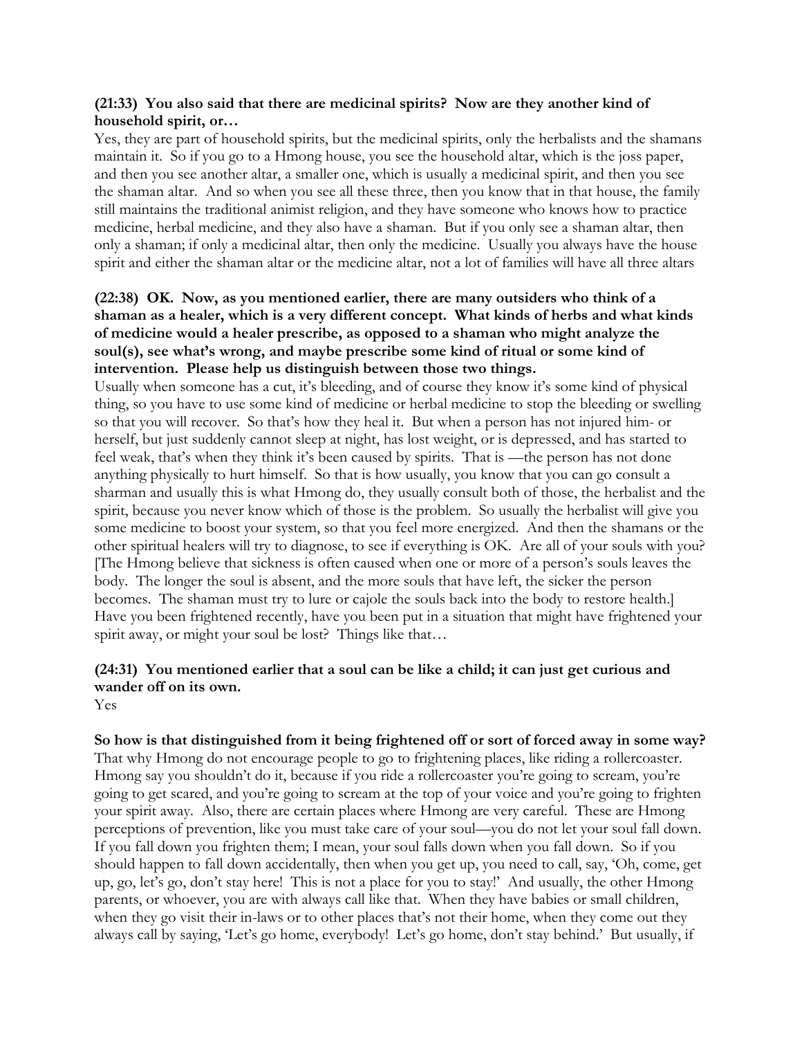**(21:33) You also said that there are medicinal spirits? Now are they another kind of household spirit, or…**

Yes, they are part of household spirits, but the medicinal spirits, only the herbalists and the shamans maintain it. So if you go to a Hmong house, you see the household altar, which is the joss paper, and then you see another altar, a smaller one, which is usually a medicinal spirit, and then you see the shaman altar. And so when you see all these three, then you know that in that house, the family still maintains the traditional animist religion, and they have someone who knows how to practice medicine, herbal medicine, and they also have a shaman. But if you only see a shaman altar, then only a shaman; if only a medicinal altar, then only the medicine. Usually you always have the house spirit and either the shaman altar or the medicine altar, not a lot of families will have all three altars

**(22:38) OK. Now, as you mentioned earlier, there are many outsiders who think of a shaman as a healer, which is a very different concept. What kinds of herbs and what kinds of medicine would a healer prescribe, as opposed to a shaman who might analyze the soul(s), see what's wrong, and maybe prescribe some kind of ritual or some kind of intervention. Please help us distinguish between those two things.**

Usually when someone has a cut, it's bleeding, and of course they know it's some kind of physical thing, so you have to use some kind of medicine or herbal medicine to stop the bleeding or swelling so that you will recover. So that's how they heal it. But when a person has not injured him- or herself, but just suddenly cannot sleep at night, has lost weight, or is depressed, and has started to feel weak, that's when they think it's been caused by spirits. That is —the person has not done anything physically to hurt himself. So that is how usually, you know that you can go consult a sharman and usually this is what Hmong do, they usually consult both of those, the herbalist and the spirit, because you never know which of those is the problem. So usually the herbalist will give you some medicine to boost your system, so that you feel more energized. And then the shamans or the other spiritual healers will try to diagnose, to see if everything is OK. Are all of your souls with you? [The Hmong believe that sickness is often caused when one or more of a person's souls leaves the body. The longer the soul is absent, and the more souls that have left, the sicker the person becomes. The shaman must try to lure or cajole the souls back into the body to restore health.] Have you been frightened recently, have you been put in a situation that might have frightened your spirit away, or might your soul be lost? Things like that…

**(24:31) You mentioned earlier that a soul can be like a child; it can just get curious and wander off on its own.**

Yes

**So how is that distinguished from it being frightened off or sort of forced away in some way?**

That why Hmong do not encourage people to go to frightening places, like riding a rollercoaster. Hmong say you shouldn't do it, because if you ride a rollercoaster you're going to scream, you're going to get scared, and you're going to scream at the top of your voice and you're going to frighten your spirit away. Also, there are certain places where Hmong are very careful. These are Hmong perceptions of prevention, like you must take care of your soul—you do not let your soul fall down. If you fall down you frighten them; I mean, your soul falls down when you fall down. So if you should happen to fall down accidentally, then when you get up, you need to call, say, 'Oh, come, get up, go, let's go, don't stay here! This is not a place for you to stay!' And usually, the other Hmong parents, or whoever, you are with always call like that. When they have babies or small children, when they go visit their in-laws or to other places that's not their home, when they come out they always call by saying, 'Let's go home, everybody! Let's go home, don't stay behind.' But usually, if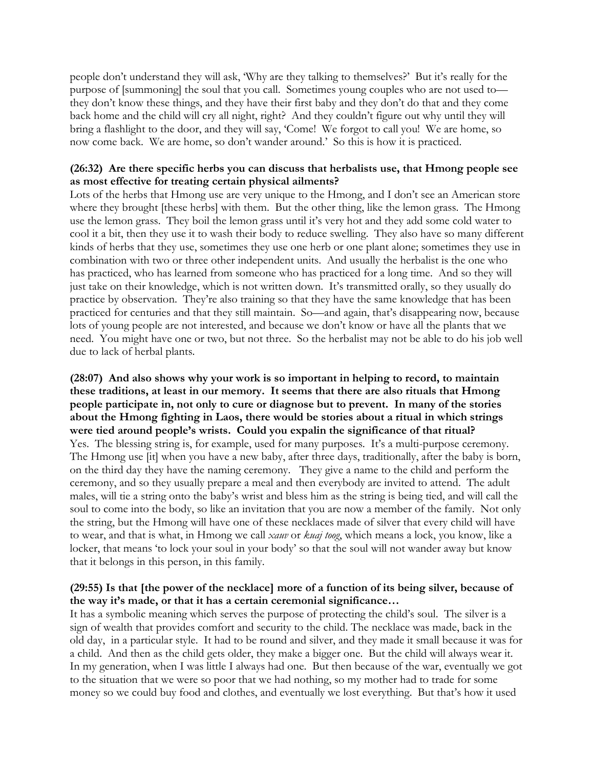people don't understand they will ask, 'Why are they talking to themselves?' But it's really for the purpose of [summoning] the soul that you call. Sometimes young couples who are not used to—they don't know these things, and they have their first baby and they don't do that and they come back home and the child will cry all night, right? And they couldn't figure out why until they will bring a flashlight to the door, and they will say, 'Come! We forgot to call you! We are home, so now come back. We are home, so don't wander around.' So this is how it is practiced.

**(26:32) Are there specific herbs you can discuss that herbalists use, that Hmong people see as most effective for treating certain physical ailments?**

Lots of the herbs that Hmong use are very unique to the Hmong, and I don't see an American store where they brought [these herbs] with them. But the other thing, like the lemon grass. The Hmong use the lemon grass. They boil the lemon grass until it's very hot and they add some cold water to cool it a bit, then they use it to wash their body to reduce swelling. They also have so many different kinds of herbs that they use, sometimes they use one herb or one plant alone; sometimes they use in combination with two or three other independent units. And usually the herbalist is the one who has practiced, who has learned from someone who has practiced for a long time. And so they will just take on their knowledge, which is not written down. It's transmitted orally, so they usually do practice by observation. They're also training so that they have the same knowledge that has been practiced for centuries and that they still maintain. So—and again, that's disappearing now, because lots of young people are not interested, and because we don't know or have all the plants that we need. You might have one or two, but not three. So the herbalist may not be able to do his job well due to lack of herbal plants.

**(28:07) And also shows why your work is so important in helping to record, to maintain these traditions, at least in our memory. It seems that there are also rituals that Hmong people participate in, not only to cure or diagnose but to prevent. In many of the stories about the Hmong fighting in Laos, there would be stories about a ritual in which strings were tied around people's wrists. Could you expalin the significance of that ritual?**

Yes. The blessing string is, for example, used for many purposes. It's a multi-purpose ceremony. The Hmong use [it] when you have a new baby, after three days, traditionally, after the baby is born, on the third day they have the naming ceremony. They give a name to the child and perform the ceremony, and so they usually prepare a meal and then everybody are invited to attend. The adult males, will tie a string onto the baby's wrist and bless him as the string is being tied, and will call the soul to come into the body, so like an invitation that you are now a member of the family. Not only the string, but the Hmong will have one of these necklaces made of silver that every child will have to wear, and that is what, in Hmong we call *xauv* or *kuaj toog*, which means a lock, you know, like a locker, that means 'to lock your soul in your body' so that the soul will not wander away but know that it belongs in this person, in this family.

**(29:55) Is that [the power of the necklace] more of a function of its being silver, because of the way it's made, or that it has a certain ceremonial significance…**

It has a symbolic meaning which serves the purpose of protecting the child's soul. The silver is a sign of wealth that provides comfort and security to the child. The necklace was made, back in the old day, in a particular style. It had to be round and silver, and they made it small because it was for a child. And then as the child gets older, they make a bigger one. But the child will always wear it. In my generation, when I was little I always had one. But then because of the war, eventually we got to the situation that we were so poor that we had nothing, so my mother had to trade for some money so we could buy food and clothes, and eventually we lost everything. But that's how it used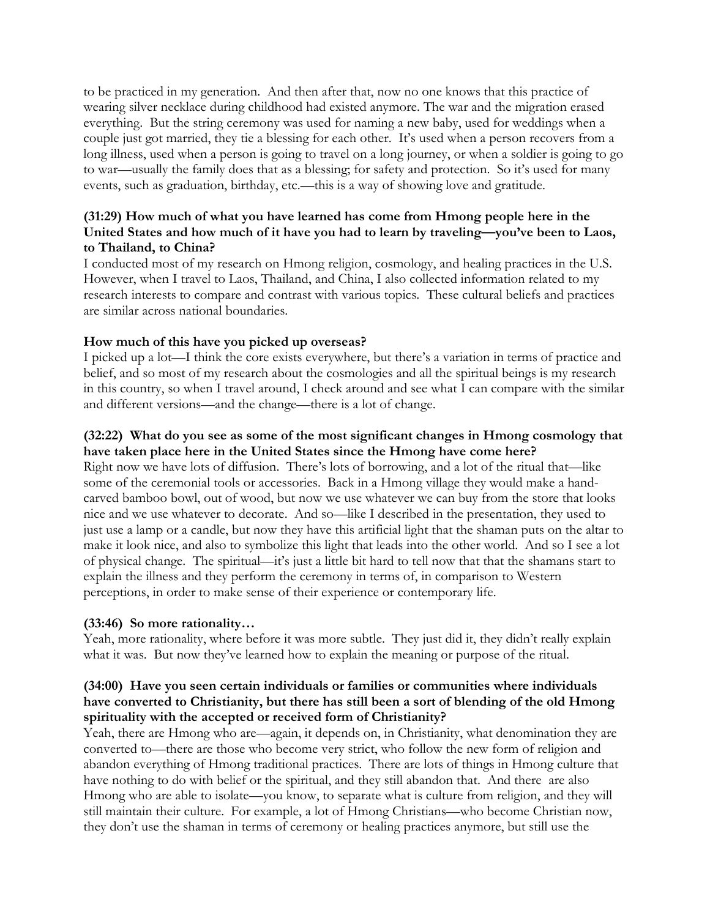to be practiced in my generation. And then after that, now no one knows that this practice of wearing silver necklace during childhood had existed anymore. The war and the migration erased everything. But the string ceremony was used for naming a new baby, used for weddings when a couple just got married, they tie a blessing for each other. It's used when a person recovers from a long illness, used when a person is going to travel on a long journey, or when a soldier is going to go to war—usually the family does that as a blessing; for safety and protection. So it's used for many events, such as graduation, birthday, etc.—this is a way of showing love and gratitude.

**(31:29) How much of what you have learned has come from Hmong people here in the United States and how much of it have you had to learn by traveling—you've been to Laos, to Thailand, to China?**

I conducted most of my research on Hmong religion, cosmology, and healing practices in the U.S. However, when I travel to Laos, Thailand, and China, I also collected information related to my research interests to compare and contrast with various topics. These cultural beliefs and practices are similar across national boundaries.

**How much of this have you picked up overseas?**

I picked up a lot—I think the core exists everywhere, but there's a variation in terms of practice and belief, and so most of my research about the cosmologies and all the spiritual beings is my research in this country, so when I travel around, I check around and see what I can compare with the similar and different versions—and the change—there is a lot of change.

**(32:22) What do you see as some of the most significant changes in Hmong cosmology that have taken place here in the United States since the Hmong have come here?**

Right now we have lots of diffusion. There's lots of borrowing, and a lot of the ritual that—like some of the ceremonial tools or accessories. Back in a Hmong village they would make a hand-carved bamboo bowl, out of wood, but now we use whatever we can buy from the store that looks nice and we use whatever to decorate. And so—like I described in the presentation, they used to just use a lamp or a candle, but now they have this artificial light that the shaman puts on the altar to make it look nice, and also to symbolize this light that leads into the other world. And so I see a lot of physical change. The spiritual—it's just a little bit hard to tell now that that the shamans start to explain the illness and they perform the ceremony in terms of, in comparison to Western perceptions, in order to make sense of their experience or contemporary life.

**(33:46) So more rationality…**

Yeah, more rationality, where before it was more subtle. They just did it, they didn't really explain what it was. But now they've learned how to explain the meaning or purpose of the ritual.

**(34:00) Have you seen certain individuals or families or communities where individuals have converted to Christianity, but there has still been a sort of blending of the old Hmong spirituality with the accepted or received form of Christianity?**

Yeah, there are Hmong who are—again, it depends on, in Christianity, what denomination they are converted to—there are those who become very strict, who follow the new form of religion and abandon everything of Hmong traditional practices. There are lots of things in Hmong culture that have nothing to do with belief or the spiritual, and they still abandon that. And there are also Hmong who are able to isolate—you know, to separate what is culture from religion, and they will still maintain their culture. For example, a lot of Hmong Christians—who become Christian now, they don't use the shaman in terms of ceremony or healing practices anymore, but still use the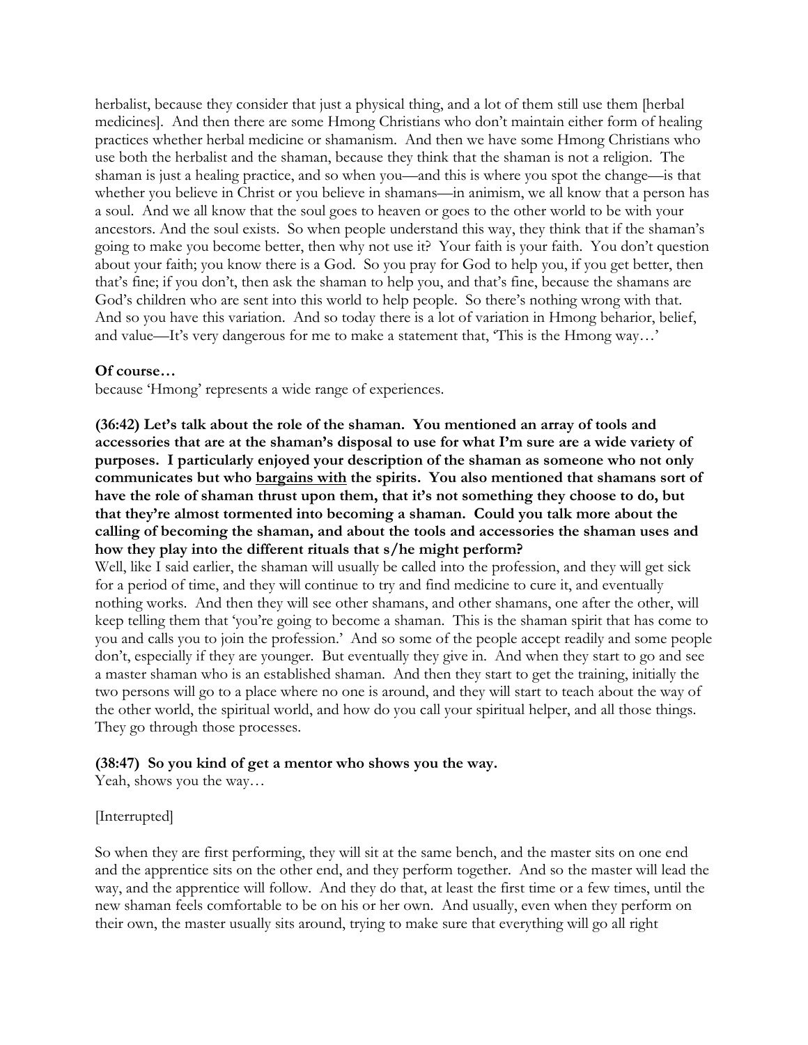herbalist, because they consider that just a physical thing, and a lot of them still use them [herbal medicines]. And then there are some Hmong Christians who don't maintain either form of healing practices whether herbal medicine or shamanism. And then we have some Hmong Christians who use both the herbalist and the shaman, because they think that the shaman is not a religion. The shaman is just a healing practice, and so when you—and this is where you spot the change—is that whether you believe in Christ or you believe in shamans—in animism, we all know that a person has a soul. And we all know that the soul goes to heaven or goes to the other world to be with your ancestors. And the soul exists. So when people understand this way, they think that if the shaman's going to make you become better, then why not use it? Your faith is your faith. You don't question about your faith; you know there is a God. So you pray for God to help you, if you get better, then that's fine; if you don't, then ask the shaman to help you, and that's fine, because the shamans are God's children who are sent into this world to help people. So there's nothing wrong with that. And so you have this variation. And so today there is a lot of variation in Hmong behavior, belief, and value—It's very dangerous for me to make a statement that, 'This is the Hmong way…'

**Of course…**

because 'Hmong' represents a wide range of experiences.

**(36:42) Let's talk about the role of the shaman. You mentioned an array of tools and accessories that are at the shaman's disposal to use for what I'm sure are a wide variety of purposes. I particularly enjoyed your description of the shaman as someone who not only communicates but who <u>bargains with</u> the spirits. You also mentioned that shamans sort of have the role of shaman thrust upon them, that it's not something they choose to do, but that they're almost tormented into becoming a shaman. Could you talk more about the calling of becoming the shaman, and about the tools and accessories the shaman uses and how they play into the different rituals that s/he might perform?**

Well, like I said earlier, the shaman will usually be called into the profession, and they will get sick for a period of time, and they will continue to try and find medicine to cure it, and eventually nothing works. And then they will see other shamans, and other shamans, one after the other, will keep telling them that 'you're going to become a shaman. This is the shaman spirit that has come to you and calls you to join the profession.' And so some of the people accept readily and some people don't, especially if they are younger. But eventually they give in. And when they start to go and see a master shaman who is an established shaman. And then they start to get the training, initially the two persons will go to a place where no one is around, and they will start to teach about the way of the other world, the spiritual world, and how do you call your spiritual helper, and all those things. They go through those processes.

**(38:47) So you kind of get a mentor who shows you the way.**

Yeah, shows you the way…

[Interrupted]

So when they are first performing, they will sit at the same bench, and the master sits on one end and the apprentice sits on the other end, and they perform together. And so the master will lead the way, and the apprentice will follow. And they do that, at least the first time or a few times, until the new shaman feels comfortable to be on his or her own. And usually, even when they perform on their own, the master usually sits around, trying to make sure that everything will go all right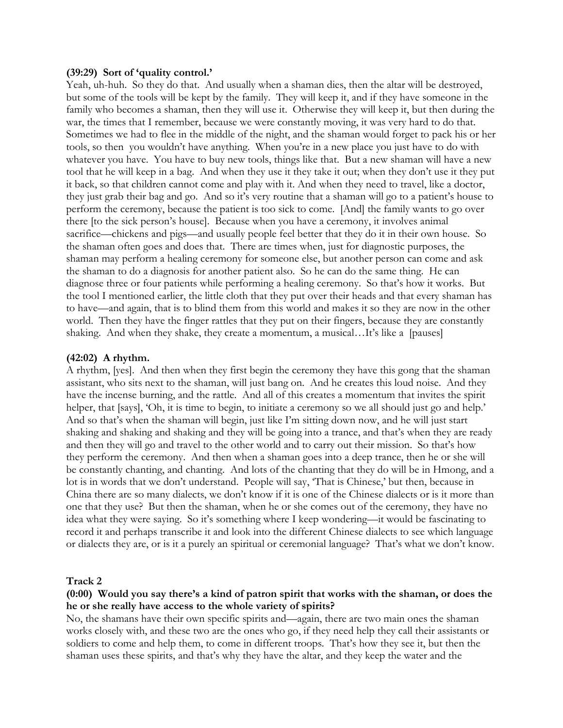**(39:29) Sort of 'quality control.'**

Yeah, uh-huh. So they do that. And usually when a shaman dies, then the altar will be destroyed, but some of the tools will be kept by the family. They will keep it, and if they have someone in the family who becomes a shaman, then they will use it. Otherwise they will keep it, but then during the war, the times that I remember, because we were constantly moving, it was very hard to do that. Sometimes we had to flee in the middle of the night, and the shaman would forget to pack his or her tools, so then you wouldn't have anything. When you're in a new place you just have to do with whatever you have. You have to buy new tools, things like that. But a new shaman will have a new tool that he will keep in a bag. And when they use it they take it out; when they don't use it they put it back, so that children cannot come and play with it. And when they need to travel, like a doctor, they just grab their bag and go. And so it's very routine that a shaman will go to a patient's house to perform the ceremony, because the patient is too sick to come. [And] the family wants to go over there [to the sick person's house]. Because when you have a ceremony, it involves animal sacrifice—chickens and pigs—and usually people feel better that they do it in their own house. So the shaman often goes and does that. There are times when, just for diagnostic purposes, the shaman may perform a healing ceremony for someone else, but another person can come and ask the shaman to do a diagnosis for another patient also. So he can do the same thing. He can diagnose three or four patients while performing a healing ceremony. So that's how it works. But the tool I mentioned earlier, the little cloth that they put over their heads and that every shaman has to have—and again, that is to blind them from this world and makes it so they are now in the other world. Then they have the finger rattles that they put on their fingers, because they are constantly shaking. And when they shake, they create a momentum, a musical…It's like a [pauses]

**(42:02) A rhythm.**

A rhythm, [yes]. And then when they first begin the ceremony they have this gong that the shaman assistant, who sits next to the shaman, will just bang on. And he creates this loud noise. And they have the incense burning, and the rattle. And all of this creates a momentum that invites the spirit helper, that [says], 'Oh, it is time to begin, to initiate a ceremony so we all should just go and help.' And so that's when the shaman will begin, just like I'm sitting down now, and he will just start shaking and shaking and shaking and they will be going into a trance, and that's when they are ready and then they will go and travel to the other world and to carry out their mission. So that's how they perform the ceremony. And then when a shaman goes into a deep trance, then he or she will be constantly chanting, and chanting. And lots of the chanting that they do will be in Hmong, and a lot is in words that we don't understand. People will say, 'That is Chinese,' but then, because in China there are so many dialects, we don't know if it is one of the Chinese dialects or is it more than one that they use? But then the shaman, when he or she comes out of the ceremony, they have no idea what they were saying. So it's something where I keep wondering—it would be fascinating to record it and perhaps transcribe it and look into the different Chinese dialects to see which language or dialects they are, or is it a purely an spiritual or ceremonial language? That's what we don't know.

**Track 2**

**(0:00) Would you say there's a kind of patron spirit that works with the shaman, or does the he or she really have access to the whole variety of spirits?**

No, the shamans have their own specific spirits and—again, there are two main ones the shaman works closely with, and these two are the ones who go, if they need help they call their assistants or soldiers to come and help them, to come in different troops. That's how they see it, but then the shaman uses these spirits, and that's why they have the altar, and they keep the water and the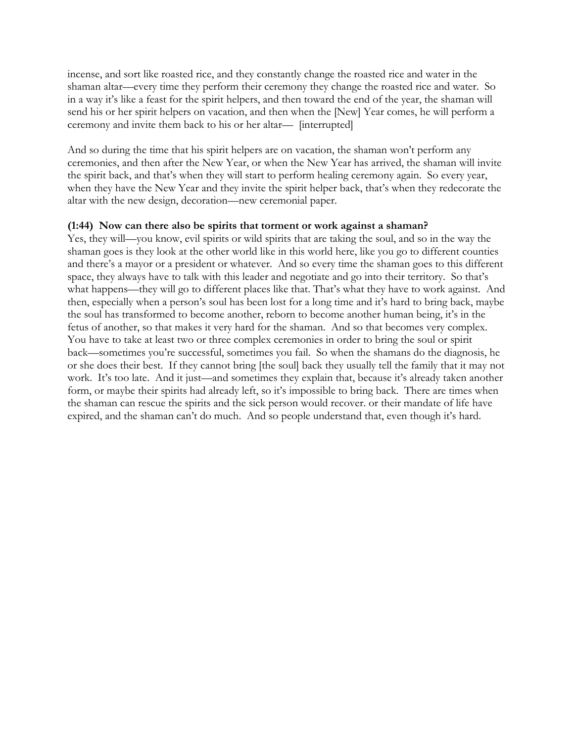incense, and sort like roasted rice, and they constantly change the roasted rice and water in the shaman altar—every time they perform their ceremony they change the roasted rice and water. So in a way it's like a feast for the spirit helpers, and then toward the end of the year, the shaman will send his or her spirit helpers on vacation, and then when the [New] Year comes, he will perform a ceremony and invite them back to his or her altar— [interrupted]

And so during the time that his spirit helpers are on vacation, the shaman won't perform any ceremonies, and then after the New Year, or when the New Year has arrived, the shaman will invite the spirit back, and that's when they will start to perform healing ceremony again. So every year, when they have the New Year and they invite the spirit helper back, that's when they redecorate the altar with the new design, decoration—new ceremonial paper.

**(1:44) Now can there also be spirits that torment or work against a shaman?**

Yes, they will—you know, evil spirits or wild spirits that are taking the soul, and so in the way the shaman goes is they look at the other world like in this world here, like you go to different counties and there's a mayor or a president or whatever. And so every time the shaman goes to this different space, they always have to talk with this leader and negotiate and go into their territory. So that's what happens—they will go to different places like that. That's what they have to work against. And then, especially when a person's soul has been lost for a long time and it's hard to bring back, maybe the soul has transformed to become another, reborn to become another human being, it's in the fetus of another, so that makes it very hard for the shaman. And so that becomes very complex. You have to take at least two or three complex ceremonies in order to bring the soul or spirit back—sometimes you're successful, sometimes you fail. So when the shamans do the diagnosis, he or she does their best. If they cannot bring [the soul] back they usually tell the family that it may not work. It's too late. And it just—and sometimes they explain that, because it's already taken another form, or maybe their spirits had already left, so it's impossible to bring back. There are times when the shaman can rescue the spirits and the sick person would recover. or their mandate of life have expired, and the shaman can't do much. And so people understand that, even though it's hard.